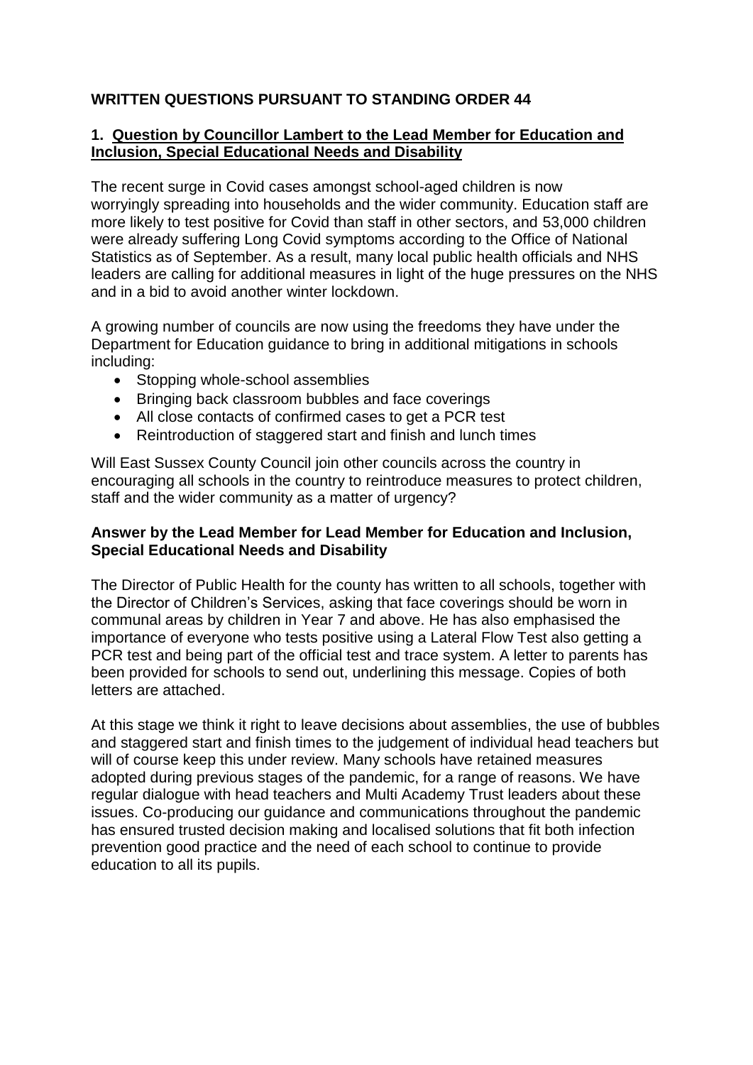# WRITTEN QUESTIONS PURSUANT TO STANDING ORDER 44

## 1. Question by Councillor Lambert to the Lead Member for Education and Inclusion, Special Educational Needs and Disability

The recent surge in Covid cases amongst school-aged children is now worryingly spreading into households and the wider community. Education staff are more likely to test positive for Covid than staff in other sectors, and 53,000 children were already suffering Long Covid symptoms according to the Office of National Statistics as of September. As a result, many local public health officials and NHS leaders are calling for additional measures in light of the huge pressures on the NHS and in a bid to avoid another winter lockdown.

A growing number of councils are now using the freedoms they have under the Department for Education guidance to bring in additional mitigations in schools including:

- Stopping whole-school assemblies
- Bringing back classroom bubbles and face coverings
- All close contacts of confirmed cases to get a PCR test
- Reintroduction of staggered start and finish and lunch times

Will East Sussex County Council join other councils across the country in encouraging all schools in the country to reintroduce measures to protect children, staff and the wider community as a matter of urgency?

### Answer by the Lead Member for Lead Member for Education and Inclusion, Special Educational Needs and Disability

The Director of Public Health for the county has written to all schools, together with the Director of Children's Services, asking that face coverings should be worn in communal areas by children in Year 7 and above. He has also emphasised the importance of everyone who tests positive using a Lateral Flow Test also getting a PCR test and being part of the official test and trace system. A letter to parents has been provided for schools to send out, underlining this message. Copies of both letters are attached.

At this stage we think it right to leave decisions about assemblies, the use of bubbles and staggered start and finish times to the judgement of individual head teachers but will of course keep this under review. Many schools have retained measures adopted during previous stages of the pandemic, for a range of reasons. We have regular dialogue with head teachers and Multi Academy Trust leaders about these issues. Co-producing our guidance and communications throughout the pandemic has ensured trusted decision making and localised solutions that fit both infection prevention good practice and the need of each school to continue to provide education to all its pupils.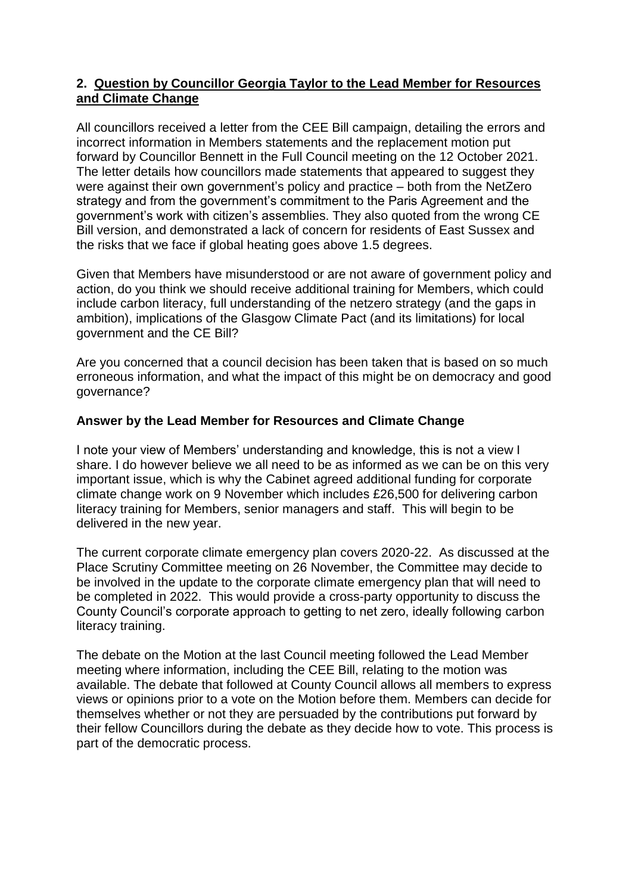## 2. Question by Councillor Georgia Taylor to the Lead Member for Resources and Climate Change

All councillors received a letter from the CEE Bill campaign, detailing the errors and incorrect information in Members statements and the replacement motion put forward by Councillor Bennett in the Full Council meeting on the 12 October 2021. The letter details how councillors made statements that appeared to suggest they were against their own government's policy and practice – both from the NetZero strategy and from the government's commitment to the Paris Agreement and the government's work with citizen's assemblies. They also quoted from the wrong CE Bill version, and demonstrated a lack of concern for residents of East Sussex and the risks that we face if global heating goes above 1.5 degrees.

Given that Members have misunderstood or are not aware of government policy and action, do you think we should receive additional training for Members, which could include carbon literacy, full understanding of the netzero strategy (and the gaps in ambition), implications of the Glasgow Climate Pact (and its limitations) for local government and the CE Bill?

Are you concerned that a council decision has been taken that is based on so much erroneous information, and what the impact of this might be on democracy and good governance?

### Answer by the Lead Member for Resources and Climate Change

I note your view of Members' understanding and knowledge, this is not a view I share. I do however believe we all need to be as informed as we can be on this very important issue, which is why the Cabinet agreed additional funding for corporate climate change work on 9 November which includes £26,500 for delivering carbon literacy training for Members, senior managers and staff. This will begin to be delivered in the new year.

The current corporate climate emergency plan covers 2020-22. As discussed at the Place Scrutiny Committee meeting on 26 November, the Committee may decide to be involved in the update to the corporate climate emergency plan that will need to be completed in 2022. This would provide a cross-party opportunity to discuss the County Council's corporate approach to getting to net zero, ideally following carbon literacy training.

The debate on the Motion at the last Council meeting followed the Lead Member meeting where information, including the CEE Bill, relating to the motion was available. The debate that followed at County Council allows all members to express views or opinions prior to a vote on the Motion before them. Members can decide for themselves whether or not they are persuaded by the contributions put forward by their fellow Councillors during the debate as they decide how to vote. This process is part of the democratic process.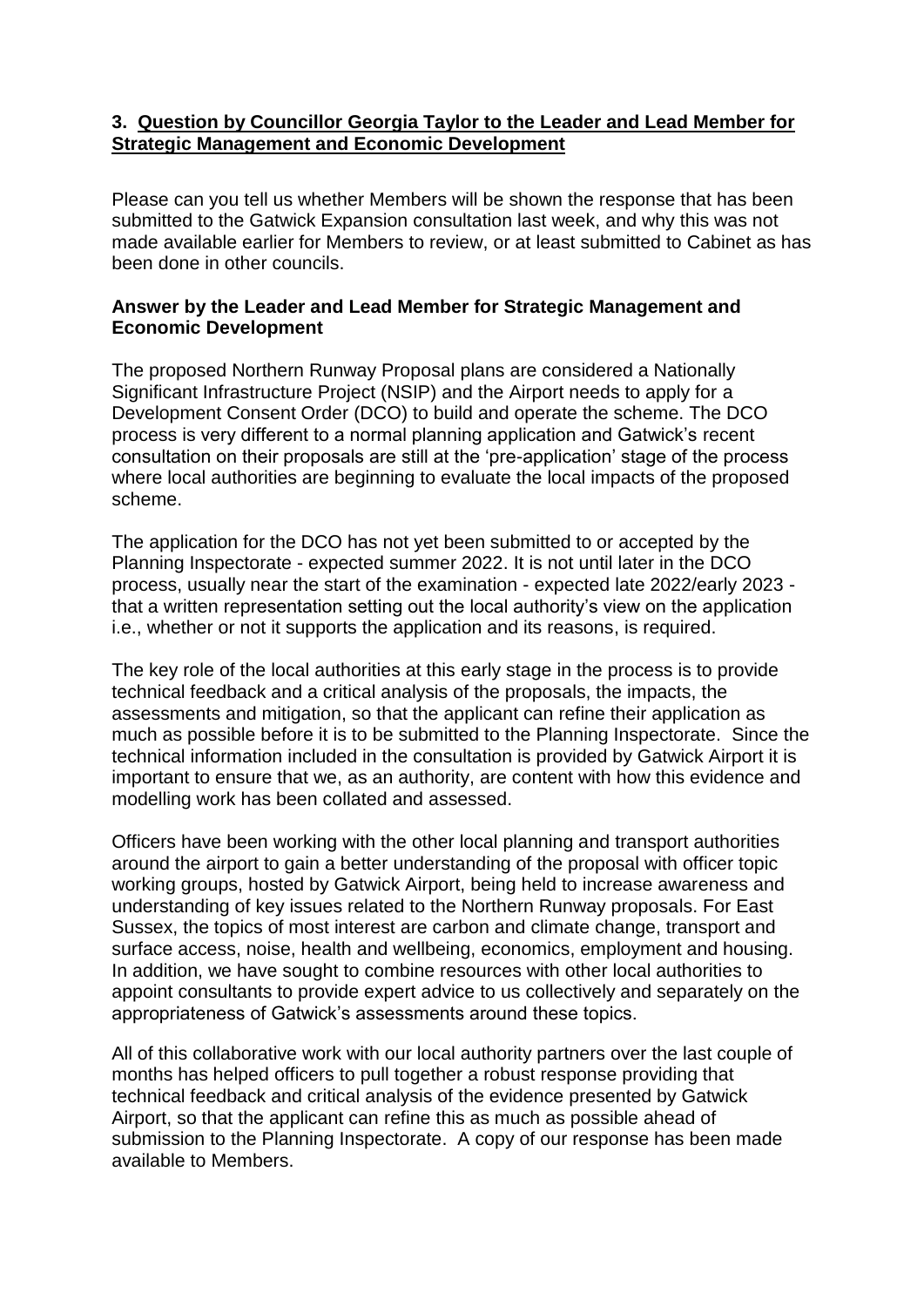**3. Question by Councillor Georgia Taylor to the Leader and Lead Member for Strategic Management and Economic Development**

Please can you tell us whether Members will be shown the response that has been submitted to the Gatwick Expansion consultation last week, and why this was not made available earlier for Members to review, or at least submitted to Cabinet as has been done in other councils.

**Answer by the Leader and Lead Member for Strategic Management and Economic Development**

The proposed Northern Runway Proposal plans are considered a Nationally Significant Infrastructure Project (NSIP) and the Airport needs to apply for a Development Consent Order (DCO) to build and operate the scheme. The DCO process is very different to a normal planning application and Gatwick's recent consultation on their proposals are still at the 'pre-application' stage of the process where local authorities are beginning to evaluate the local impacts of the proposed scheme.

The application for the DCO has not yet been submitted to or accepted by the Planning Inspectorate - expected summer 2022. It is not until later in the DCO process, usually near the start of the examination - expected late 2022/early 2023 - that a written representation setting out the local authority's view on the application i.e., whether or not it supports the application and its reasons, is required.

The key role of the local authorities at this early stage in the process is to provide technical feedback and a critical analysis of the proposals, the impacts, the assessments and mitigation, so that the applicant can refine their application as much as possible before it is to be submitted to the Planning Inspectorate. Since the technical information included in the consultation is provided by Gatwick Airport it is important to ensure that we, as an authority, are content with how this evidence and modelling work has been collated and assessed.

Officers have been working with the other local planning and transport authorities around the airport to gain a better understanding of the proposal with officer topic working groups, hosted by Gatwick Airport, being held to increase awareness and understanding of key issues related to the Northern Runway proposals. For East Sussex, the topics of most interest are carbon and climate change, transport and surface access, noise, health and wellbeing, economics, employment and housing. In addition, we have sought to combine resources with other local authorities to appoint consultants to provide expert advice to us collectively and separately on the appropriateness of Gatwick's assessments around these topics.

All of this collaborative work with our local authority partners over the last couple of months has helped officers to pull together a robust response providing that technical feedback and critical analysis of the evidence presented by Gatwick Airport, so that the applicant can refine this as much as possible ahead of submission to the Planning Inspectorate. A copy of our response has been made available to Members.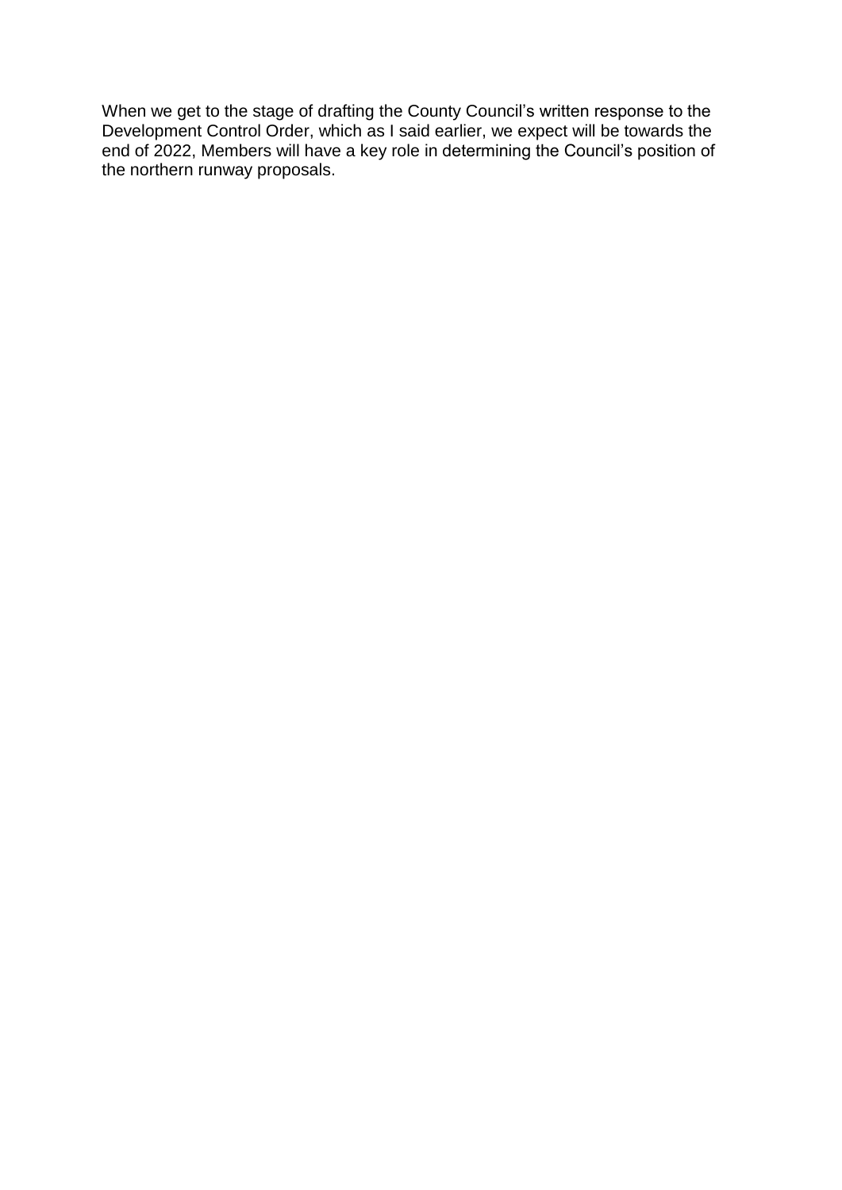When we get to the stage of drafting the County Council's written response to the Development Control Order, which as I said earlier, we expect will be towards the end of 2022, Members will have a key role in determining the Council's position of the northern runway proposals.